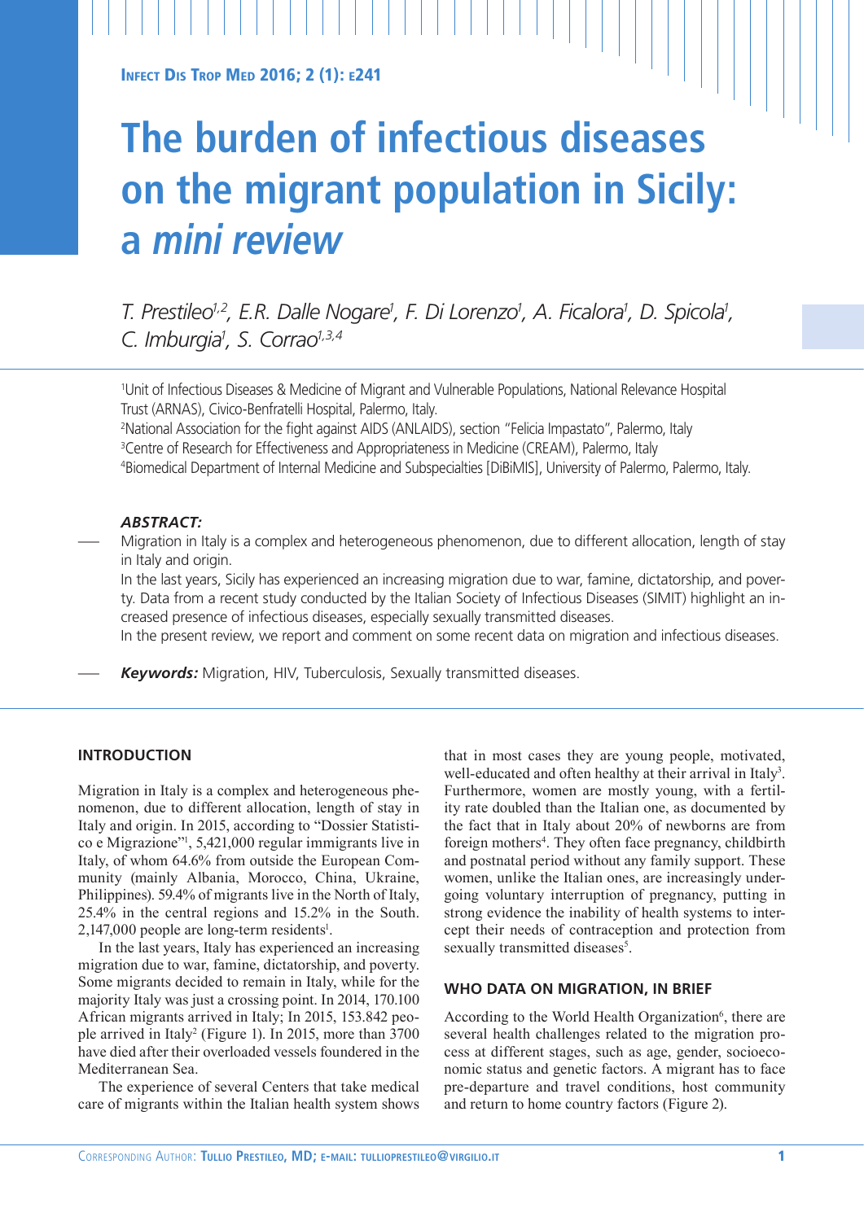# The burden of infectious diseases on the migrant population in Sicily: a *mini review*

*T. Prestileo[1,2], E.R. Dalle Nogare[1], F. Di Lorenzo[1], A. Ficalora[1], D. Spicola[1], C. Imburgia[1], S. Corrao[1,3,4]*

[1]Unit of Infectious Diseases & Medicine of Migrant and Vulnerable Populations, National Relevance Hospital Trust (ARNAS), Civico-Benfratelli Hospital, Palermo, Italy.
[2]National Association for the fight against AIDS (ANLAIDS), section "Felicia Impastato", Palermo, Italy
[3]Centre of Research for Effectiveness and Appropriateness in Medicine (CREAM), Palermo, Italy
[4]Biomedical Department of Internal Medicine and Subspecialties [DiBiMIS], University of Palermo, Palermo, Italy.

***ABSTRACT:***

Migration in Italy is a complex and heterogeneous phenomenon, due to different allocation, length of stay in Italy and origin.

In the last years, Sicily has experienced an increasing migration due to war, famine, dictatorship, and poverty. Data from a recent study conducted by the Italian Society of Infectious Diseases (SIMIT) highlight an increased presence of infectious diseases, especially sexually transmitted diseases.

In the present review, we report and comment on some recent data on migration and infectious diseases.

***Keywords:*** Migration, HIV, Tuberculosis, Sexually transmitted diseases.

## INTRODUCTION

Migration in Italy is a complex and heterogeneous phenomenon, due to different allocation, length of stay in Italy and origin. In 2015, according to "Dossier Statistico e Migrazione"[1], 5,421,000 regular immigrants live in Italy, of whom 64.6% from outside the European Community (mainly Albania, Morocco, China, Ukraine, Philippines). 59.4% of migrants live in the North of Italy, 25.4% in the central regions and 15.2% in the South. 2,147,000 people are long-term residents[1].

In the last years, Italy has experienced an increasing migration due to war, famine, dictatorship, and poverty. Some migrants decided to remain in Italy, while for the majority Italy was just a crossing point. In 2014, 170.100 African migrants arrived in Italy; In 2015, 153.842 people arrived in Italy[2] (Figure 1). In 2015, more than 3700 have died after their overloaded vessels foundered in the Mediterranean Sea.

The experience of several Centers that take medical care of migrants within the Italian health system shows that in most cases they are young people, motivated, well-educated and often healthy at their arrival in Italy[3]. Furthermore, women are mostly young, with a fertility rate doubled than the Italian one, as documented by the fact that in Italy about 20% of newborns are from foreign mothers[4]. They often face pregnancy, childbirth and postnatal period without any family support. These women, unlike the Italian ones, are increasingly undergoing voluntary interruption of pregnancy, putting in strong evidence the inability of health systems to intercept their needs of contraception and protection from sexually transmitted diseases[5].

## WHO DATA ON MIGRATION, IN BRIEF

According to the World Health Organization[6], there are several health challenges related to the migration process at different stages, such as age, gender, socioeconomic status and genetic factors. A migrant has to face pre-departure and travel conditions, host community and return to home country factors (Figure 2).

Corresponding Author: Tullio Prestileo, MD; e-mail: tullioprestileo@virgilio.it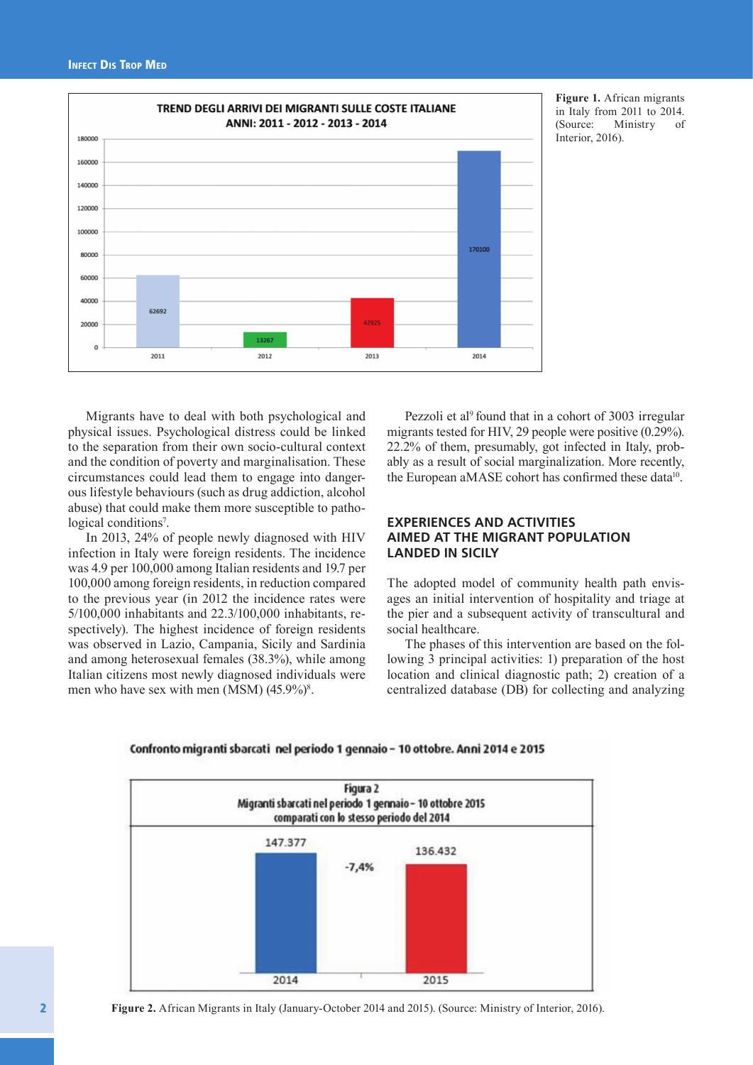Figure 1. African migrants in Italy from 2011 to 2014. (Source: Ministry of Interior, 2016).

Migrants have to deal with both psychological and physical issues. Psychological distress could be linked to the separation from their own socio-cultural context and the condition of poverty and marginalisation. These circumstances could lead them to engage into dangerous lifestyle behaviours (such as drug addiction, alcohol abuse) that could make them more susceptible to pathological conditions[7].

In 2013, 24% of people newly diagnosed with HIV infection in Italy were foreign residents. The incidence was 4.9 per 100,000 among Italian residents and 19.7 per 100,000 among foreign residents, in reduction compared to the previous year (in 2012 the incidence rates were 5/100,000 inhabitants and 22.3/100,000 inhabitants, respectively). The highest incidence of foreign residents was observed in Lazio, Campania, Sicily and Sardinia and among heterosexual females (38.3%), while among Italian citizens most newly diagnosed individuals were men who have sex with men (MSM) (45.9%)[8].

Pezzoli et al[9] found that in a cohort of 3003 irregular migrants tested for HIV, 29 people were positive (0.29%). 22.2% of them, presumably, got infected in Italy, probably as a result of social marginalization. More recently, the European aMASE cohort has confirmed these data[10].

## EXPERIENCES AND ACTIVITIES AIMED AT THE MIGRANT POPULATION LANDED IN SICILY

The adopted model of community health path envisages an initial intervention of hospitality and triage at the pier and a subsequent activity of transcultural and social healthcare.

The phases of this intervention are based on the following 3 principal activities: 1) preparation of the host location and clinical diagnostic path; 2) creation of a centralized database (DB) for collecting and analyzing

Figure 2. African Migrants in Italy (January-October 2014 and 2015). (Source: Ministry of Interior, 2016).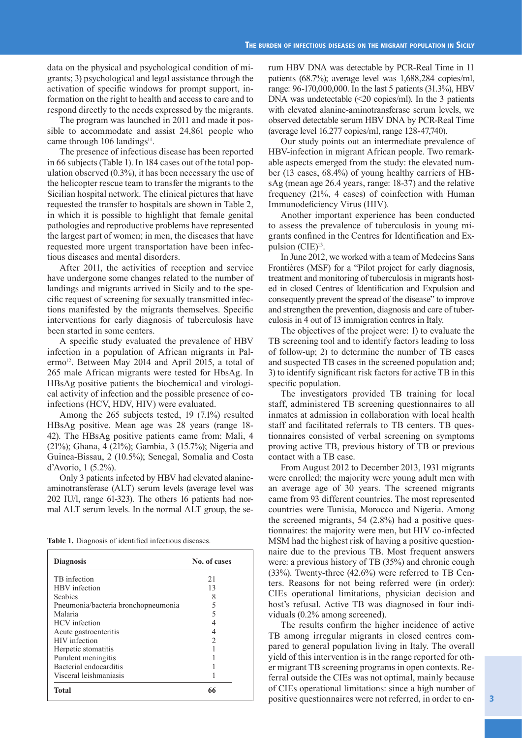data on the physical and psychological condition of migrants; 3) psychological and legal assistance through the activation of specific windows for prompt support, information on the right to health and access to care and to respond directly to the needs expressed by the migrants.

The program was launched in 2011 and made it possible to accommodate and assist 24,861 people who came through 106 landings[11].

The presence of infectious disease has been reported in 66 subjects (Table 1). In 184 cases out of the total population observed (0.3%), it has been necessary the use of the helicopter rescue team to transfer the migrants to the Sicilian hospital network. The clinical pictures that have requested the transfer to hospitals are shown in Table 2, in which it is possible to highlight that female genital pathologies and reproductive problems have represented the largest part of women; in men, the diseases that have requested more urgent transportation have been infectious diseases and mental disorders.

After 2011, the activities of reception and service have undergone some changes related to the number of landings and migrants arrived in Sicily and to the specific request of screening for sexually transmitted infections manifested by the migrants themselves. Specific interventions for early diagnosis of tuberculosis have been started in some centers.

A specific study evaluated the prevalence of HBV infection in a population of African migrants in Palermo[12]. Between May 2014 and April 2015, a total of 265 male African migrants were tested for HbsAg. In HBsAg positive patients the biochemical and virological activity of infection and the possible presence of coinfections (HCV, HDV, HIV) were evaluated.

Among the 265 subjects tested, 19 (7.1%) resulted HBsAg positive. Mean age was 28 years (range 18-42). The HBsAg positive patients came from: Mali, 4 (21%); Ghana, 4 (21%); Gambia, 3 (15.7%); Nigeria and Guinea-Bissau, 2 (10.5%); Senegal, Somalia and Costa d'Avorio, 1 (5.2%).

Only 3 patients infected by HBV had elevated alanine-aminotransferase (ALT) serum levels (average level was 202 IU/l, range 61-323). The others 16 patients had normal ALT serum levels. In the normal ALT group, the serum HBV DNA was detectable by PCR-Real Time in 11 patients (68.7%); average level was 1,688,284 copies/ml, range: 96-170,000,000. In the last 5 patients (31.3%), HBV DNA was undetectable (<20 copies/ml). In the 3 patients with elevated alanine-aminotransferase serum levels, we observed detectable serum HBV DNA by PCR-Real Time (average level 16.277 copies/ml, range 128-47,740).

Our study points out an intermediate prevalence of HBV-infection in migrant African people. Two remarkable aspects emerged from the study: the elevated number (13 cases, 68.4%) of young healthy carriers of HBsAg (mean age 26.4 years, range: 18-37) and the relative frequency (21%, 4 cases) of coinfection with Human Immunodeficiency Virus (HIV).

Another important experience has been conducted to assess the prevalence of tuberculosis in young migrants confined in the Centres for Identification and Expulsion (CIE)[13].

In June 2012, we worked with a team of Medecins Sans Frontières (MSF) for a "Pilot project for early diagnosis, treatment and monitoring of tuberculosis in migrants hosted in closed Centres of Identification and Expulsion and consequently prevent the spread of the disease" to improve and strengthen the prevention, diagnosis and care of tuberculosis in 4 out of 13 immigration centres in Italy.

The objectives of the project were: 1) to evaluate the TB screening tool and to identify factors leading to loss of follow-up; 2) to determine the number of TB cases and suspected TB cases in the screened population and; 3) to identify significant risk factors for active TB in this specific population.

The investigators provided TB training for local staff, administered TB screening questionnaires to all inmates at admission in collaboration with local health staff and facilitated referrals to TB centers. TB questionnaires consisted of verbal screening on symptoms proving active TB, previous history of TB or previous contact with a TB case.

From August 2012 to December 2013, 1931 migrants were enrolled; the majority were young adult men with an average age of 30 years. The screened migrants came from 93 different countries. The most represented countries were Tunisia, Morocco and Nigeria. Among the screened migrants, 54 (2.8%) had a positive questionnaires: the majority were men, but HIV co-infected MSM had the highest risk of having a positive questionnaire due to the previous TB. Most frequent answers were: a previous history of TB (35%) and chronic cough (33%). Twenty-three (42.6%) were referred to TB Centers. Reasons for not being referred were (in order): CIEs operational limitations, physician decision and host's refusal. Active TB was diagnosed in four individuals (0.2% among screened).

The results confirm the higher incidence of active TB among irregular migrants in closed centres compared to general population living in Italy. The overall yield of this intervention is in the range reported for other migrant TB screening programs in open contexts. Referral outside the CIEs was not optimal, mainly because of CIEs operational limitations: since a high number of positive questionnaires were not referred, in order to en-

**Table 1.** Diagnosis of identified infectious diseases.

| Diagnosis | No. of cases |
|---|---|
| TB infection | 21 |
| HBV infection | 13 |
| Scabies | 8 |
| Pneumonia/bacteria bronchopneumonia | 5 |
| Malaria | 5 |
| HCV infection | 4 |
| Acute gastroenteritis | 4 |
| HIV infection | 2 |
| Herpetic stomatitis | 1 |
| Purulent meningitis | 1 |
| Bacterial endocarditis | 1 |
| Visceral leishmaniasis | 1 |
| **Total** | **66** |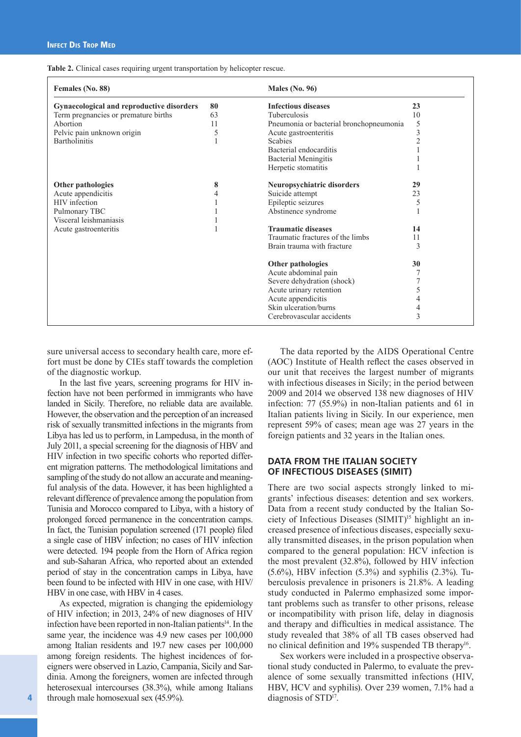**Table 2.** Clinical cases requiring urgent transportation by helicopter rescue.

| Females (No. 88) | | Males (No. 96) | |
|---|---|---|---|
| **Gynaecological and reproductive disorders** | **80** | **Infectious diseases** | **23** |
| Term pregnancies or premature births | 63 | Tuberculosis | 10 |
| Abortion | 11 | Pneumonia or bacterial bronchopneumonia | 5 |
| Pelvic pain unknown origin | 5 | Acute gastroenteritis | 3 |
| Bartholinitis | 1 | Scabies | 2 |
| | | Bacterial endocarditis | 1 |
| | | Bacterial Meningitis | 1 |
| | | Herpetic stomatitis | 1 |
| **Other pathologies** | **8** | **Neuropsychiatric disorders** | **29** |
| Acute appendicitis | 4 | Suicide attempt | 23 |
| HIV infection | 1 | Epileptic seizures | 5 |
| Pulmonary TBC | 1 | Abstinence syndrome | 1 |
| Visceral leishmaniasis | 1 | | |
| Acute gastroenteritis | 1 | **Traumatic diseases** | **14** |
| | | Traumatic fractures of the limbs | 11 |
| | | Brain trauma with fracture | 3 |
| | | **Other pathologies** | **30** |
| | | Acute abdominal pain | 7 |
| | | Severe dehydration (shock) | 7 |
| | | Acute urinary retention | 5 |
| | | Acute appendicitis | 4 |
| | | Skin ulceration/burns | 4 |
| | | Cerebrovascular accidents | 3 |

sure universal access to secondary health care, more effort must be done by CIEs staff towards the completion of the diagnostic workup.

In the last five years, screening programs for HIV infection have not been performed in immigrants who have landed in Sicily. Therefore, no reliable data are available. However, the observation and the perception of an increased risk of sexually transmitted infections in the migrants from Libya has led us to perform, in Lampedusa, in the month of July 2011, a special screening for the diagnosis of HBV and HIV infection in two specific cohorts who reported different migration patterns. The methodological limitations and sampling of the study do not allow an accurate and meaningful analysis of the data. However, it has been highlighted a relevant difference of prevalence among the population from Tunisia and Morocco compared to Libya, with a history of prolonged forced permanence in the concentration camps. In fact, the Tunisian population screened (171 people) filed a single case of HBV infection; no cases of HIV infection were detected. 194 people from the Horn of Africa region and sub-Saharan Africa, who reported about an extended period of stay in the concentration camps in Libya, have been found to be infected with HIV in one case, with HIV/HBV in one case, with HBV in 4 cases.

As expected, migration is changing the epidemiology of HIV infection; in 2013, 24% of new diagnoses of HIV infection have been reported in non-Italian patients[14]. In the same year, the incidence was 4.9 new cases per 100,000 among Italian residents and 19.7 new cases per 100,000 among foreign residents. The highest incidences of foreigners were observed in Lazio, Campania, Sicily and Sardinia. Among the foreigners, women are infected through heterosexual intercourses (38.3%), while among Italians through male homosexual sex (45.9%).

The data reported by the AIDS Operational Centre (AOC) Institute of Health reflect the cases observed in our unit that receives the largest number of migrants with infectious diseases in Sicily; in the period between 2009 and 2014 we observed 138 new diagnoses of HIV infection: 77 (55.9%) in non-Italian patients and 61 in Italian patients living in Sicily. In our experience, men represent 59% of cases; mean age was 27 years in the foreign patients and 32 years in the Italian ones.

## DATA FROM THE ITALIAN SOCIETY OF INFECTIOUS DISEASES (SIMIT)

There are two social aspects strongly linked to migrants' infectious diseases: detention and sex workers. Data from a recent study conducted by the Italian Society of Infectious Diseases (SIMIT)[15] highlight an increased presence of infectious diseases, especially sexually transmitted diseases, in the prison population when compared to the general population: HCV infection is the most prevalent (32.8%), followed by HIV infection (5.6%), HBV infection (5.3%) and syphilis (2.3%). Tuberculosis prevalence in prisoners is 21.8%. A leading study conducted in Palermo emphasized some important problems such as transfer to other prisons, release or incompatibility with prison life, delay in diagnosis and therapy and difficulties in medical assistance. The study revealed that 38% of all TB cases observed had no clinical definition and 19% suspended TB therapy[16].

Sex workers were included in a prospective observational study conducted in Palermo, to evaluate the prevalence of some sexually transmitted infections (HIV, HBV, HCV and syphilis). Over 239 women, 7.1% had a diagnosis of STD[17].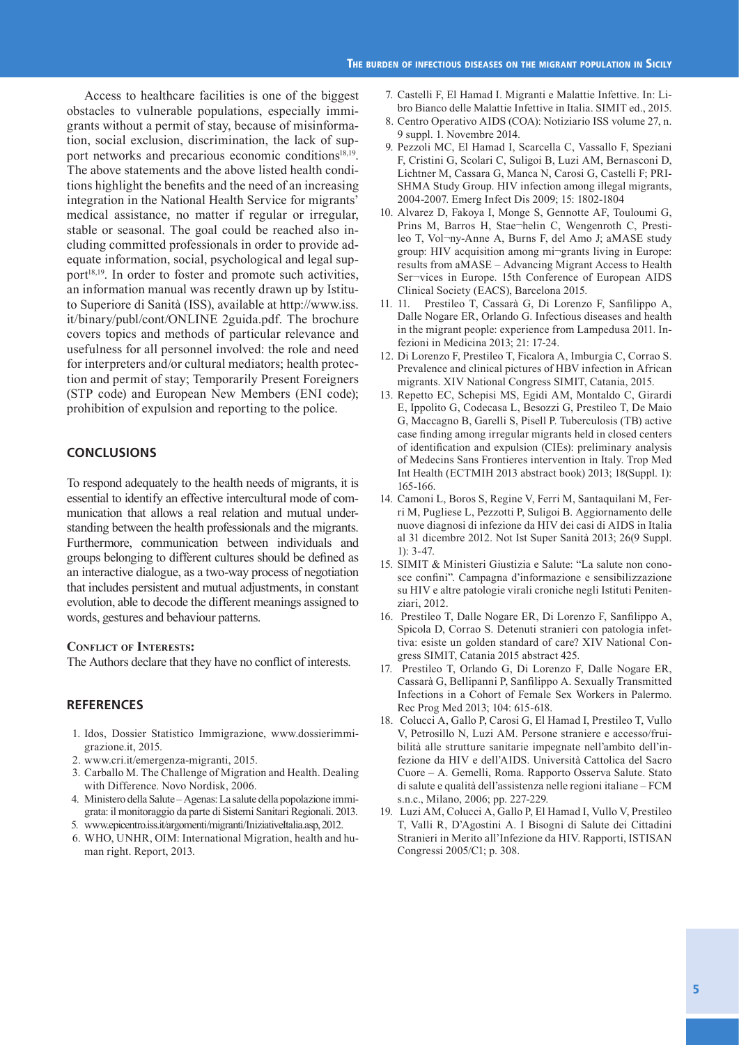Access to healthcare facilities is one of the biggest obstacles to vulnerable populations, especially immigrants without a permit of stay, because of misinformation, social exclusion, discrimination, the lack of support networks and precarious economic conditions[18,19]. The above statements and the above listed health conditions highlight the benefits and the need of an increasing integration in the National Health Service for migrants' medical assistance, no matter if regular or irregular, stable or seasonal. The goal could be reached also including committed professionals in order to provide adequate information, social, psychological and legal support[18,19]. In order to foster and promote such activities, an information manual was recently drawn up by Istituto Superiore di Sanità (ISS), available at http://www.iss.it/binary/publ/cont/ONLINE 2guida.pdf. The brochure covers topics and methods of particular relevance and usefulness for all personnel involved: the role and need for interpreters and/or cultural mediators; health protection and permit of stay; Temporarily Present Foreigners (STP code) and European New Members (ENI code); prohibition of expulsion and reporting to the police.

## CONCLUSIONS

To respond adequately to the health needs of migrants, it is essential to identify an effective intercultural mode of communication that allows a real relation and mutual understanding between the health professionals and the migrants. Furthermore, communication between individuals and groups belonging to different cultures should be defined as an interactive dialogue, as a two-way process of negotiation that includes persistent and mutual adjustments, in constant evolution, able to decode the different meanings assigned to words, gestures and behaviour patterns.

**Conflict of Interests:**

The Authors declare that they have no conflict of interests.

## REFERENCES

1. Idos, Dossier Statistico Immigrazione, www.dossierimmigrazione.it, 2015.
2. www.cri.it/emergenza-migranti, 2015.
3. Carballo M. The Challenge of Migration and Health. Dealing with Difference. Novo Nordisk, 2006.
4. Ministero della Salute – Agenas: La salute della popolazione immigrata: il monitoraggio da parte di Sistemi Sanitari Regionali. 2013.
5. www.epicentro.iss.it/argomenti/migranti/IniziativeItalia.asp, 2012.
6. WHO, UNHR, OIM: International Migration, health and human right. Report, 2013.
7. Castelli F, El Hamad I. Migranti e Malattie Infettive. In: Libro Bianco delle Malattie Infettive in Italia. SIMIT ed., 2015.
8. Centro Operativo AIDS (COA): Notiziario ISS volume 27, n. 9 suppl. 1. Novembre 2014.
9. Pezzoli MC, El Hamad I, Scarcella C, Vassallo F, Speziani F, Cristini G, Scolari C, Suligoi B, Luzi AM, Bernasconi D, Lichtner M, Cassara G, Manca N, Carosi G, Castelli F; PRISHMA Study Group. HIV infection among illegal migrants, 2004-2007. Emerg Infect Dis 2009; 15: 1802-1804
10. Alvarez D, Fakoya I, Monge S, Gennotte AF, Touloumi G, Prins M, Barros H, Stae¬helin C, Wengenroth C, Prestileo T, Vol¬ny-Anne A, Burns F, del Amo J; aMASE study group: HIV acquisition among mi¬grants living in Europe: results from aMASE – Advancing Migrant Access to Health Ser¬vices in Europe. 15th Conference of European AIDS Clinical Society (EACS), Barcelona 2015.
11. 11. Prestileo T, Cassarà G, Di Lorenzo F, Sanfilippo A, Dalle Nogare ER, Orlando G. Infectious diseases and health in the migrant people: experience from Lampedusa 2011. Infezioni in Medicina 2013; 21: 17-24.
12. Di Lorenzo F, Prestileo T, Ficalora A, Imburgia C, Corrao S. Prevalence and clinical pictures of HBV infection in African migrants. XIV National Congress SIMIT, Catania, 2015.
13. Repetto EC, Schepisi MS, Egidi AM, Montaldo C, Girardi E, Ippolito G, Codecasa L, Besozzi G, Prestileo T, De Maio G, Maccagno B, Garelli S, Pisell P. Tuberculosis (TB) active case finding among irregular migrants held in closed centers of identification and expulsion (CIEs): preliminary analysis of Medecins Sans Frontieres intervention in Italy. Trop Med Int Health (ECTMIH 2013 abstract book) 2013; 18(Suppl. 1): 165-166.
14. Camoni L, Boros S, Regine V, Ferri M, Santaquilani M, Ferri M, Pugliese L, Pezzotti P, Suligoi B. Aggiornamento delle nuove diagnosi di infezione da HIV dei casi di AIDS in Italia al 31 dicembre 2012. Not Ist Super Sanità 2013; 26(9 Suppl. 1): 3-47.
15. SIMIT & Ministeri Giustizia e Salute: "La salute non conosce confini". Campagna d'informazione e sensibilizzazione su HIV e altre patologie virali croniche negli Istituti Penitenziari, 2012.
16. Prestileo T, Dalle Nogare ER, Di Lorenzo F, Sanfilippo A, Spicola D, Corrao S. Detenuti stranieri con patologia infettiva: esiste un golden standard of care? XIV National Congress SIMIT, Catania 2015 abstract 425.
17. Prestileo T, Orlando G, Di Lorenzo F, Dalle Nogare ER, Cassarà G, Bellipanni P, Sanfilippo A. Sexually Transmitted Infections in a Cohort of Female Sex Workers in Palermo. Rec Prog Med 2013; 104: 615-618.
18. Colucci A, Gallo P, Carosi G, El Hamad I, Prestileo T, Vullo V, Petrosillo N, Luzi AM. Persone straniere e accesso/fruibilità alle strutture sanitarie impegnate nell'ambito dell'infezione da HIV e dell'AIDS. Università Cattolica del Sacro Cuore – A. Gemelli, Roma. Rapporto Osserva Salute. Stato di salute e qualità dell'assistenza nelle regioni italiane – FCM s.n.c., Milano, 2006; pp. 227-229.
19. Luzi AM, Colucci A, Gallo P, El Hamad I, Vullo V, Prestileo T, Valli R, D'Agostini A. I Bisogni di Salute dei Cittadini Stranieri in Merito all'Infezione da HIV. Rapporti, ISTISAN Congressi 2005/C1; p. 308.